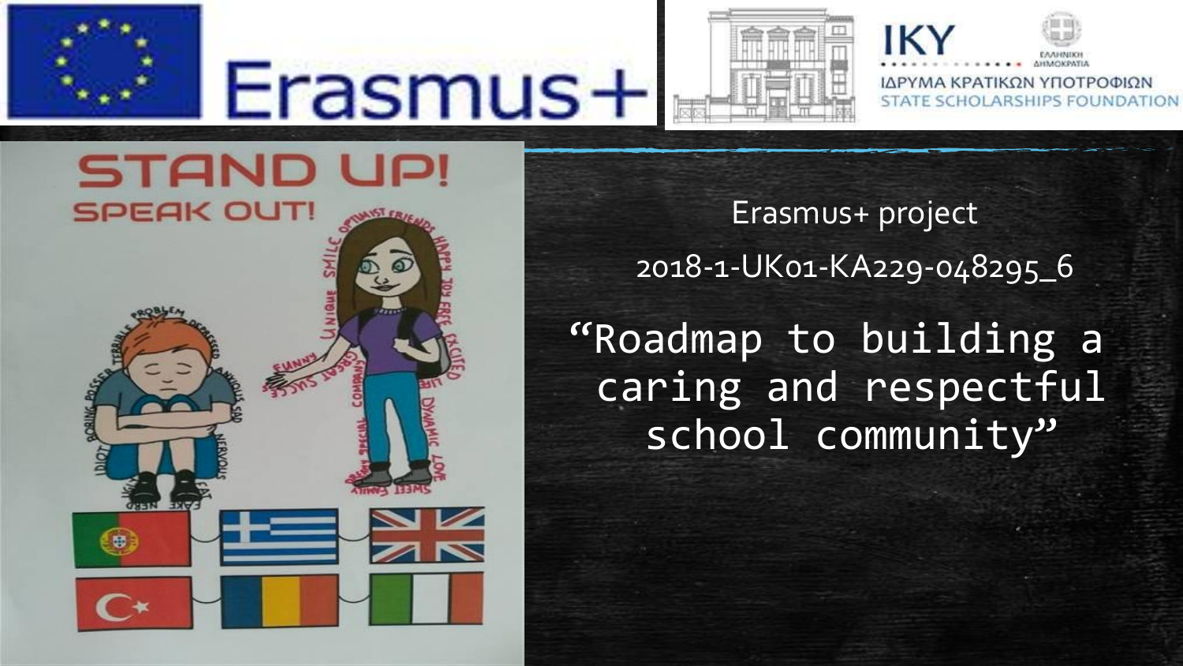Erasmus+

IKY

ΙΔΡΥΜΑ ΚΡΑΤΙΚΩΝ ΥΠΟΤΡΟΦΙΩΝ

STATE SCHOLARSHIPS FOUNDATION

STAND UP! SPEAK OUT!

Erasmus+ project

2018-1-UK01-KA229-048295_6

# “Roadmap to building a caring and respectful school community”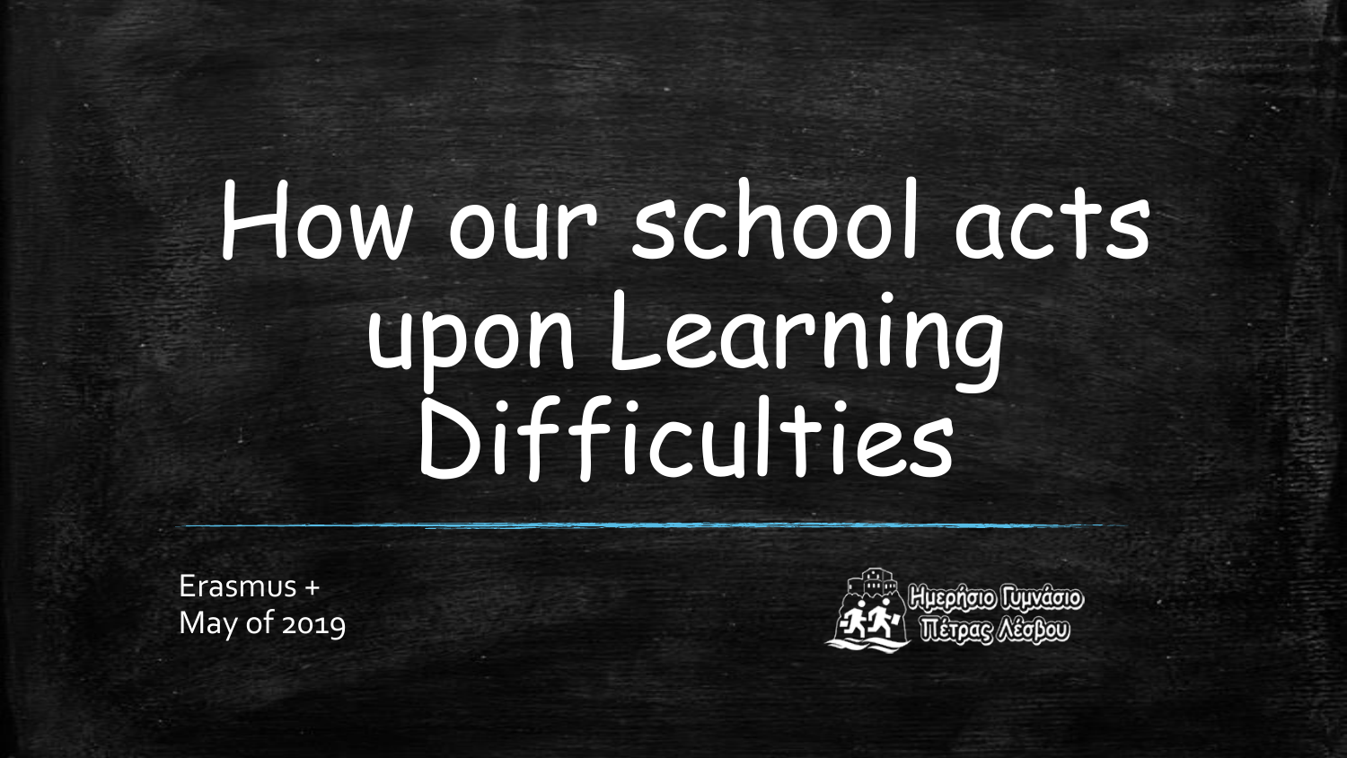# How our school acts upon Learning Difficulties

Erasmus +
May of 2019

Ημερήσιο Γυμνάσιο
Πέτρας Λέσβου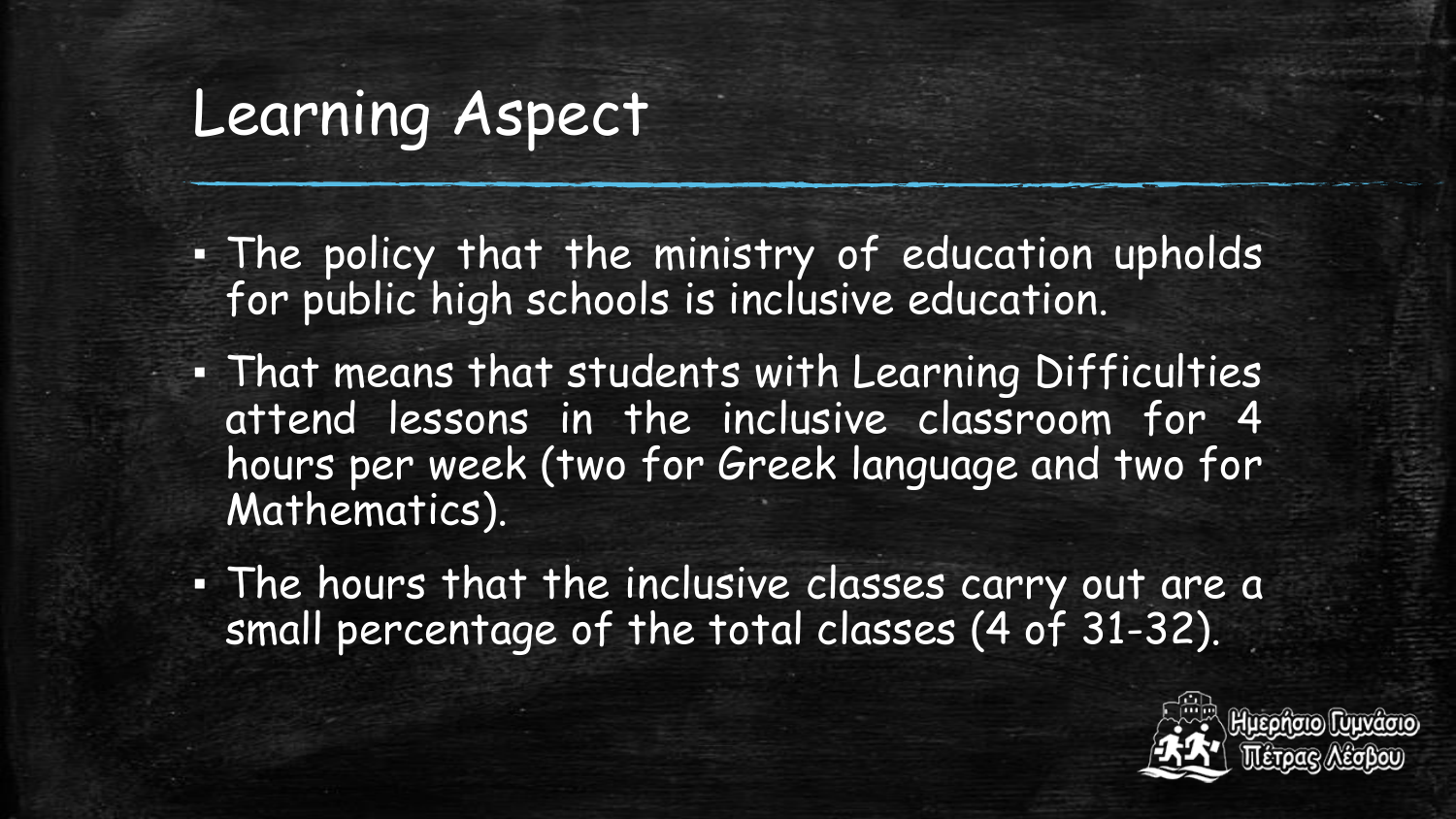# Learning Aspect

- The policy that the ministry of education upholds for public high schools is inclusive education.
- That means that students with Learning Difficulties attend lessons in the inclusive classroom for 4 hours per week (two for Greek language and two for Mathematics).
- The hours that the inclusive classes carry out are a small percentage of the total classes (4 of 31-32).

Ημερήσιο Γυμνάσιο Πέτρας Λέσβου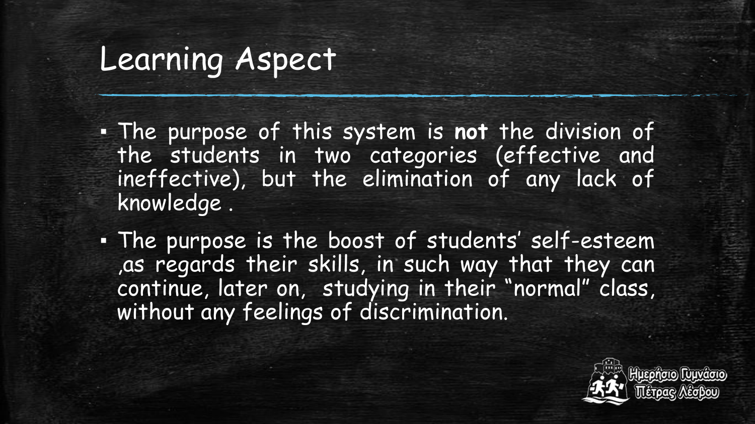# Learning Aspect

- The purpose of this system is **not** the division of the students in two categories (effective and ineffective), but the elimination of any lack of knowledge .
- The purpose is the boost of students' self-esteem ,as regards their skills, in such way that they can continue, later on, studying in their "normal" class, without any feelings of discrimination.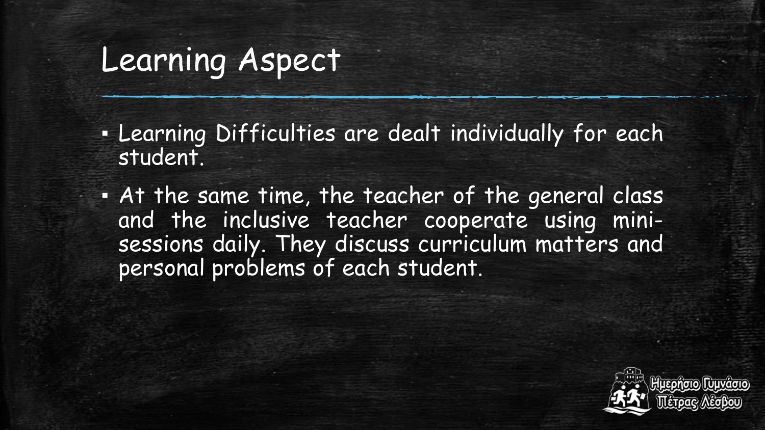# Learning Aspect

- Learning Difficulties are dealt individually for each student.
- At the same time, the teacher of the general class and the inclusive teacher cooperate using mini-sessions daily. They discuss curriculum matters and personal problems of each student.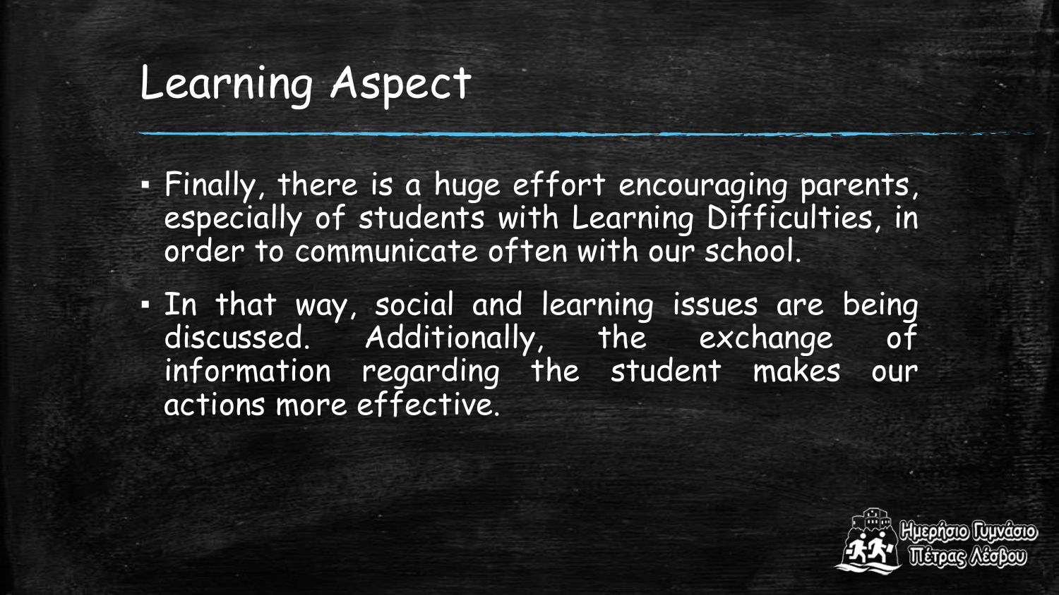# Learning Aspect

- Finally, there is a huge effort encouraging parents, especially of students with Learning Difficulties, in order to communicate often with our school.
- In that way, social and learning issues are being discussed. Additionally, the exchange of information regarding the student makes our actions more effective.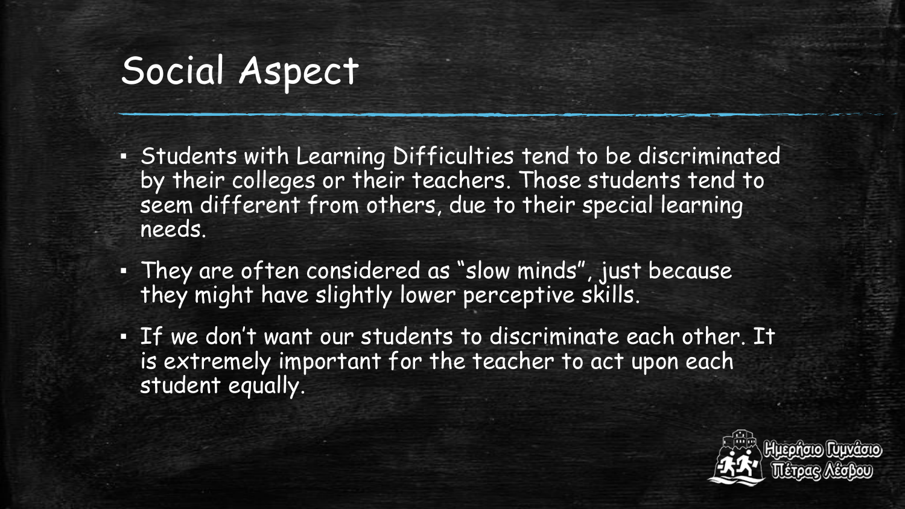# Social Aspect

- Students with Learning Difficulties tend to be discriminated by their colleges or their teachers. Those students tend to seem different from others, due to their special learning needs.
- They are often considered as "slow minds", just because they might have slightly lower perceptive skills.
- If we don't want our students to discriminate each other. It is extremely important for the teacher to act upon each student equally.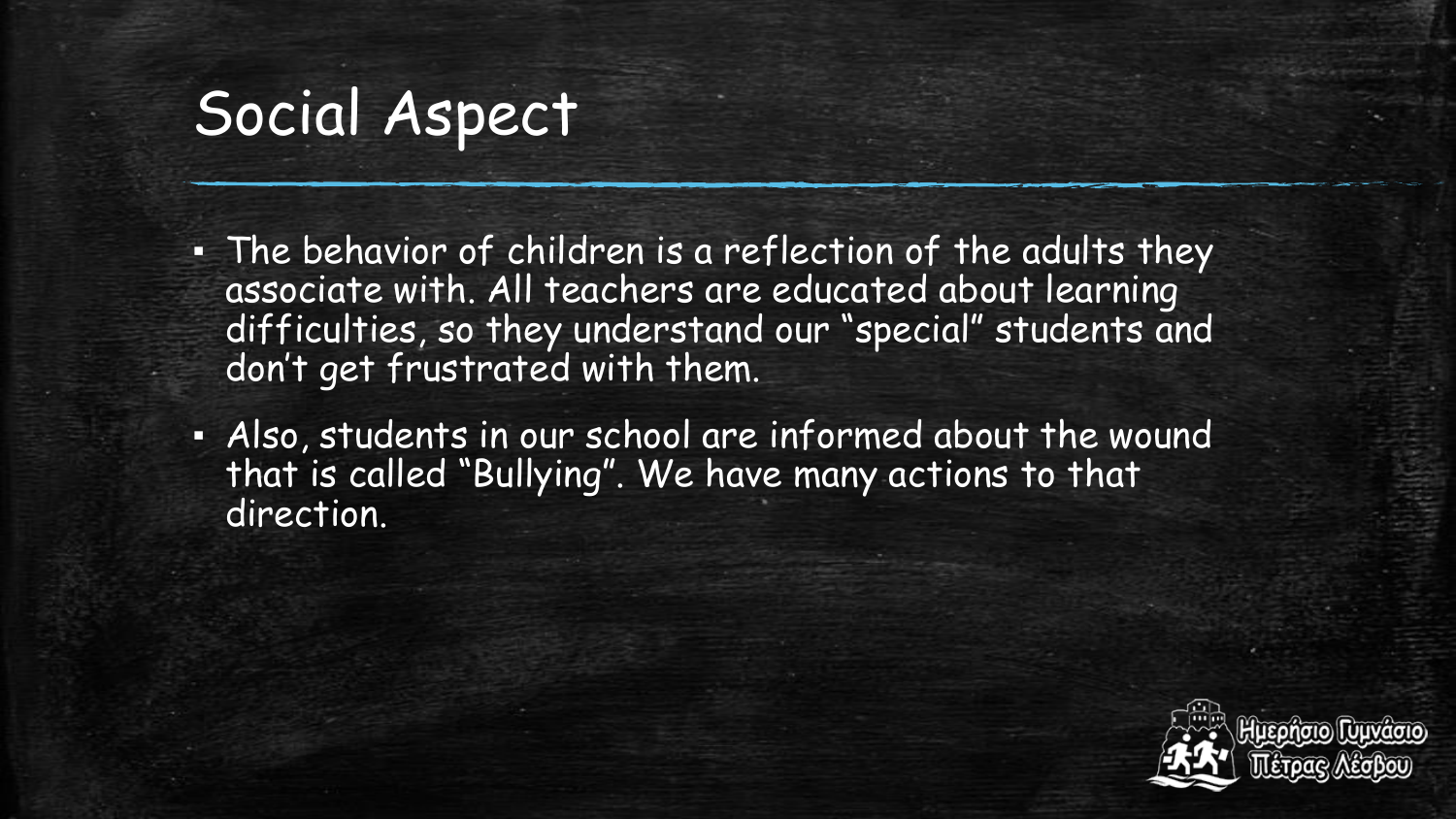# Social Aspect

- The behavior of children is a reflection of the adults they associate with. All teachers are educated about learning difficulties, so they understand our “special” students and don’t get frustrated with them.
- Also, students in our school are informed about the wound that is called “Bullying”. We have many actions to that direction.

Ημερήσιο Γυμνάσιο Πέτρας Λέσβου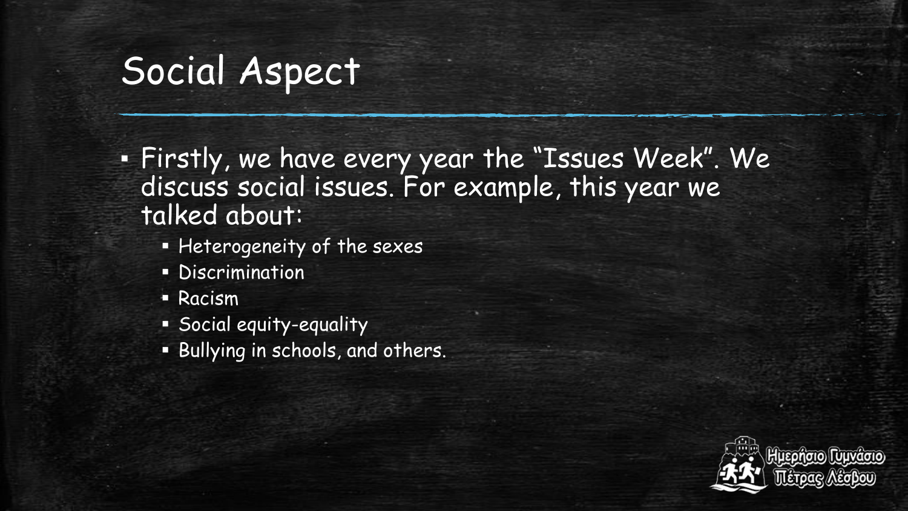# Social Aspect

- Firstly, we have every year the "Issues Week". We discuss social issues. For example, this year we talked about:
  - Heterogeneity of the sexes
  - Discrimination
  - Racism
  - Social equity-equality
  - Bullying in schools, and others.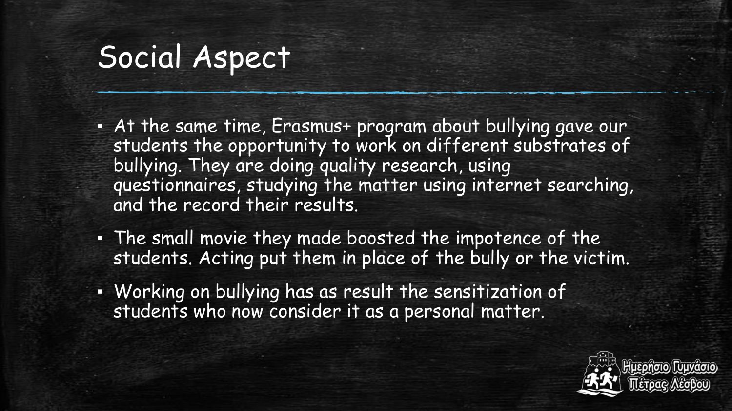# Social Aspect

- At the same time, Erasmus+ program about bullying gave our students the opportunity to work on different substrates of bullying. They are doing quality research, using questionnaires, studying the matter using internet searching, and the record their results.
- The small movie they made boosted the impotence of the students. Acting put them in place of the bully or the victim.
- Working on bullying has as result the sensitization of students who now consider it as a personal matter.

Ημερήσιο Γυμνάσιο Πέτρας Λέσβου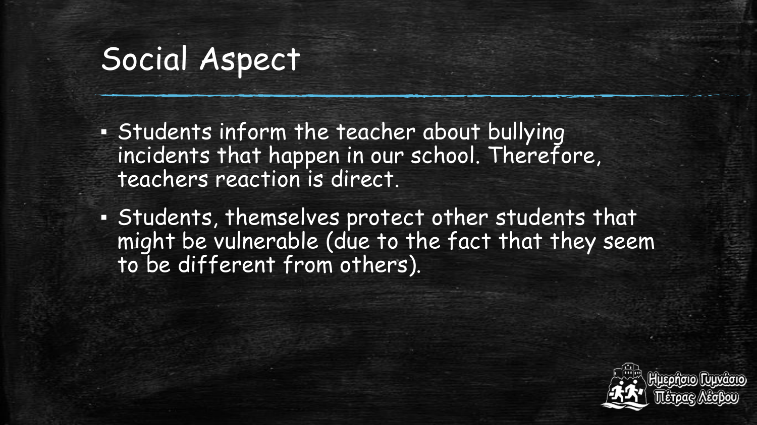# Social Aspect

- Students inform the teacher about bullying incidents that happen in our school. Therefore, teachers reaction is direct.
- Students, themselves protect other students that might be vulnerable (due to the fact that they seem to be different from others).

Ημερήσιο Γυμνάσιο Πέτρας Λέσβου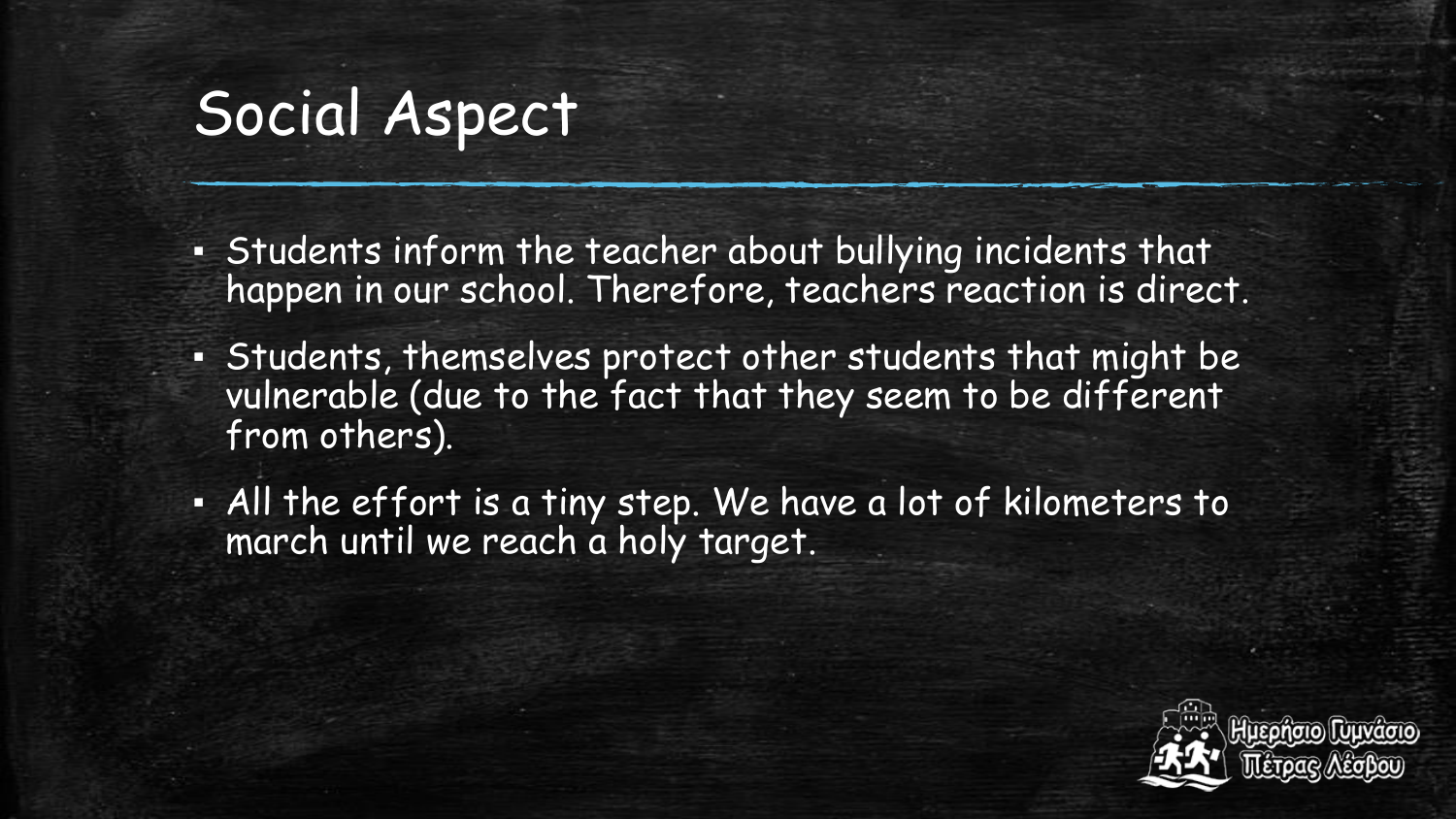# Social Aspect

- Students inform the teacher about bullying incidents that happen in our school. Therefore, teachers reaction is direct.
- Students, themselves protect other students that might be vulnerable (due to the fact that they seem to be different from others).
- All the effort is a tiny step. We have a lot of kilometers to march until we reach a holy target.

Ημερήσιο Γυμνάσιο Πέτρας Λέσβου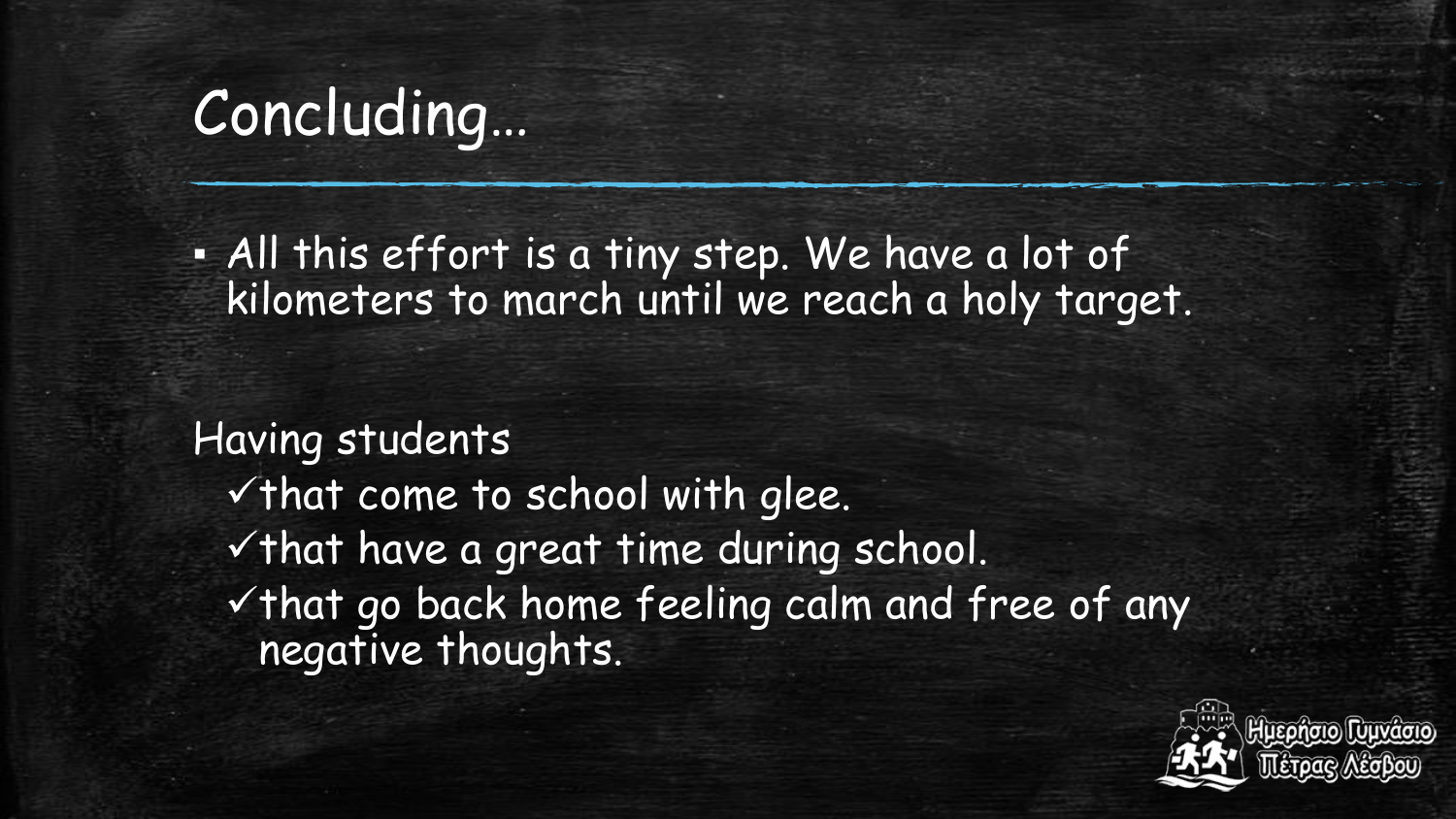# Concluding…

- All this effort is a tiny step. We have a lot of kilometers to march until we reach a holy target.

Having students

- ✓ that come to school with glee.
- ✓ that have a great time during school.
- ✓ that go back home feeling calm and free of any negative thoughts.

Ημερήσιο Γυμνάσιο Πέτρας Λέσβου